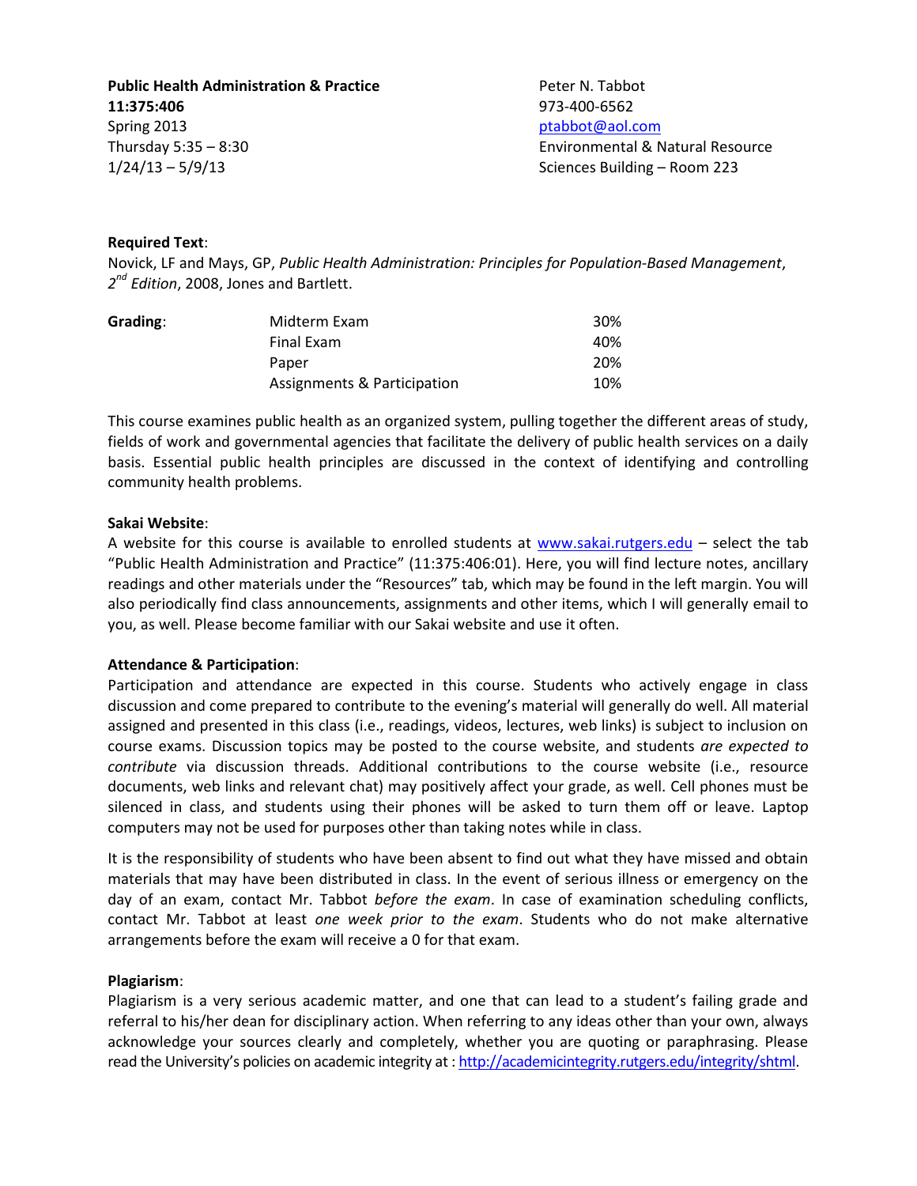**Public Health Administration & Practice**
**11:375:406**
Spring 2013
Thursday 5:35 – 8:30
1/24/13 – 5/9/13

Peter N. Tabbot
973-400-6562
ptabbot@aol.com
Environmental & Natural Resource Sciences Building – Room 223

**Required Text**:
Novick, LF and Mays, GP, *Public Health Administration: Principles for Population-Based Management*, *2nd Edition*, 2008, Jones and Bartlett.

| **Grading**: | | |
|---|---|---|
| | Midterm Exam | 30% |
| | Final Exam | 40% |
| | Paper | 20% |
| | Assignments & Participation | 10% |

This course examines public health as an organized system, pulling together the different areas of study, fields of work and governmental agencies that facilitate the delivery of public health services on a daily basis. Essential public health principles are discussed in the context of identifying and controlling community health problems.

**Sakai Website**:
A website for this course is available to enrolled students at www.sakai.rutgers.edu – select the tab "Public Health Administration and Practice" (11:375:406:01). Here, you will find lecture notes, ancillary readings and other materials under the "Resources" tab, which may be found in the left margin. You will also periodically find class announcements, assignments and other items, which I will generally email to you, as well. Please become familiar with our Sakai website and use it often.

**Attendance & Participation**:
Participation and attendance are expected in this course. Students who actively engage in class discussion and come prepared to contribute to the evening's material will generally do well. All material assigned and presented in this class (i.e., readings, videos, lectures, web links) is subject to inclusion on course exams. Discussion topics may be posted to the course website, and students *are expected to contribute* via discussion threads. Additional contributions to the course website (i.e., resource documents, web links and relevant chat) may positively affect your grade, as well. Cell phones must be silenced in class, and students using their phones will be asked to turn them off or leave. Laptop computers may not be used for purposes other than taking notes while in class.

It is the responsibility of students who have been absent to find out what they have missed and obtain materials that may have been distributed in class. In the event of serious illness or emergency on the day of an exam, contact Mr. Tabbot *before the exam*. In case of examination scheduling conflicts, contact Mr. Tabbot at least *one week prior to the exam*. Students who do not make alternative arrangements before the exam will receive a 0 for that exam.

**Plagiarism**:
Plagiarism is a very serious academic matter, and one that can lead to a student's failing grade and referral to his/her dean for disciplinary action. When referring to any ideas other than your own, always acknowledge your sources clearly and completely, whether you are quoting or paraphrasing. Please read the University's policies on academic integrity at : http://academicintegrity.rutgers.edu/integrity/shtml.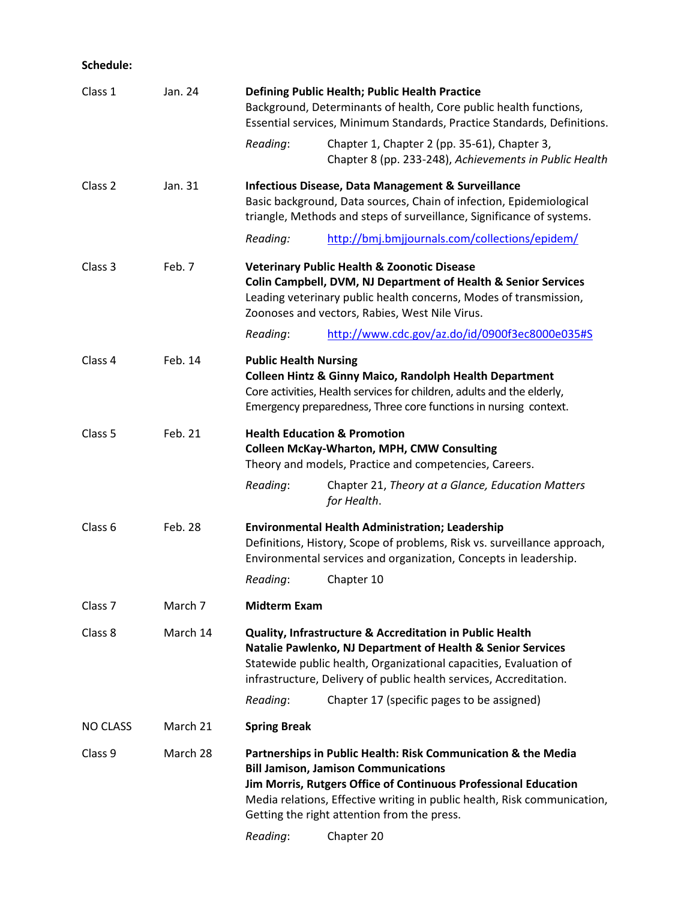**Schedule:**

| | | |
|---|---|---|
| Class 1 | Jan. 24 | **Defining Public Health; Public Health Practice**<br>Background, Determinants of health, Core public health functions, Essential services, Minimum Standards, Practice Standards, Definitions.<br>*Reading*: Chapter 1, Chapter 2 (pp. 35-61), Chapter 3, Chapter 8 (pp. 233-248), *Achievements in Public Health* |
| Class 2 | Jan. 31 | **Infectious Disease, Data Management & Surveillance**<br>Basic background, Data sources, Chain of infection, Epidemiological triangle, Methods and steps of surveillance, Significance of systems.<br>*Reading:* http://bmj.bmjjournals.com/collections/epidem/ |
| Class 3 | Feb. 7 | **Veterinary Public Health & Zoonotic Disease**<br>**Colin Campbell, DVM, NJ Department of Health & Senior Services**<br>Leading veterinary public health concerns, Modes of transmission, Zoonoses and vectors, Rabies, West Nile Virus.<br>*Reading*: http://www.cdc.gov/az.do/id/0900f3ec8000e035#S |
| Class 4 | Feb. 14 | **Public Health Nursing**<br>**Colleen Hintz & Ginny Maico, Randolph Health Department**<br>Core activities, Health services for children, adults and the elderly, Emergency preparedness, Three core functions in nursing context. |
| Class 5 | Feb. 21 | **Health Education & Promotion**<br>**Colleen McKay-Wharton, MPH, CMW Consulting**<br>Theory and models, Practice and competencies, Careers.<br>*Reading*: Chapter 21, *Theory at a Glance, Education Matters for Health*. |
| Class 6 | Feb. 28 | **Environmental Health Administration; Leadership**<br>Definitions, History, Scope of problems, Risk vs. surveillance approach, Environmental services and organization, Concepts in leadership.<br>*Reading*: Chapter 10 |
| Class 7 | March 7 | **Midterm Exam** |
| Class 8 | March 14 | **Quality, Infrastructure & Accreditation in Public Health**<br>**Natalie Pawlenko, NJ Department of Health & Senior Services**<br>Statewide public health, Organizational capacities, Evaluation of infrastructure, Delivery of public health services, Accreditation.<br>*Reading*: Chapter 17 (specific pages to be assigned) |
| NO CLASS | March 21 | **Spring Break** |
| Class 9 | March 28 | **Partnerships in Public Health: Risk Communication & the Media**<br>**Bill Jamison, Jamison Communications**<br>**Jim Morris, Rutgers Office of Continuous Professional Education**<br>Media relations, Effective writing in public health, Risk communication, Getting the right attention from the press.<br>*Reading*: Chapter 20 |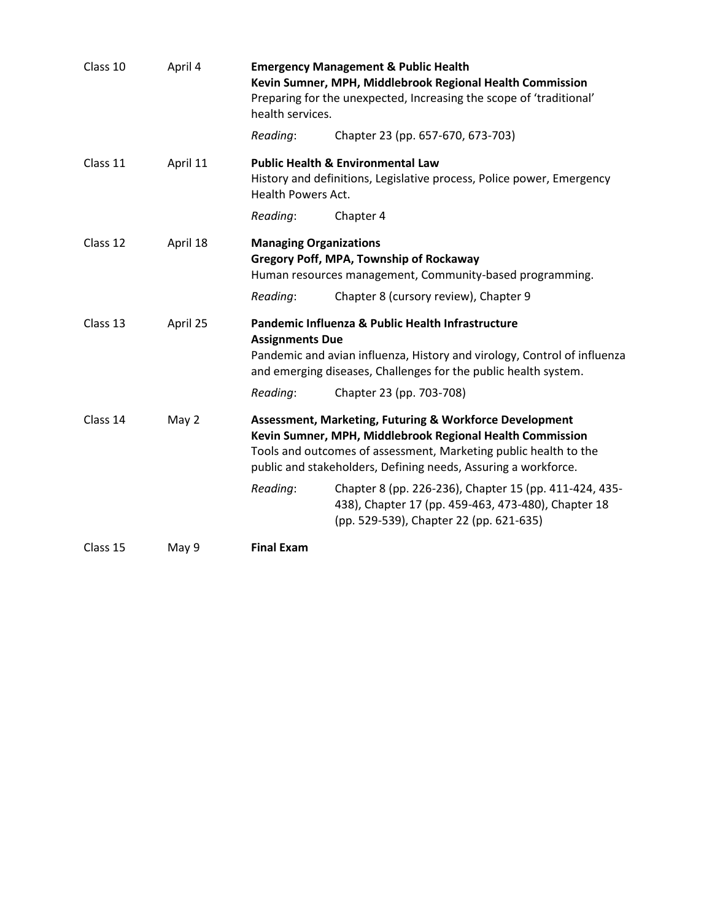| | | |
|---|---|---|
| Class 10 | April 4 | **Emergency Management & Public Health**<br>**Kevin Sumner, MPH, Middlebrook Regional Health Commission**<br>Preparing for the unexpected, Increasing the scope of 'traditional' health services.<br>*Reading*: Chapter 23 (pp. 657-670, 673-703) |
| Class 11 | April 11 | **Public Health & Environmental Law**<br>History and definitions, Legislative process, Police power, Emergency Health Powers Act.<br>*Reading*: Chapter 4 |
| Class 12 | April 18 | **Managing Organizations**<br>**Gregory Poff, MPA, Township of Rockaway**<br>Human resources management, Community-based programming.<br>*Reading*: Chapter 8 (cursory review), Chapter 9 |
| Class 13 | April 25 | **Pandemic Influenza & Public Health Infrastructure**<br>**Assignments Due**<br>Pandemic and avian influenza, History and virology, Control of influenza and emerging diseases, Challenges for the public health system.<br>*Reading*: Chapter 23 (pp. 703-708) |
| Class 14 | May 2 | **Assessment, Marketing, Futuring & Workforce Development**<br>**Kevin Sumner, MPH, Middlebrook Regional Health Commission**<br>Tools and outcomes of assessment, Marketing public health to the public and stakeholders, Defining needs, Assuring a workforce.<br>*Reading*: Chapter 8 (pp. 226-236), Chapter 15 (pp. 411-424, 435-438), Chapter 17 (pp. 459-463, 473-480), Chapter 18 (pp. 529-539), Chapter 22 (pp. 621-635) |
| Class 15 | May 9 | **Final Exam** |